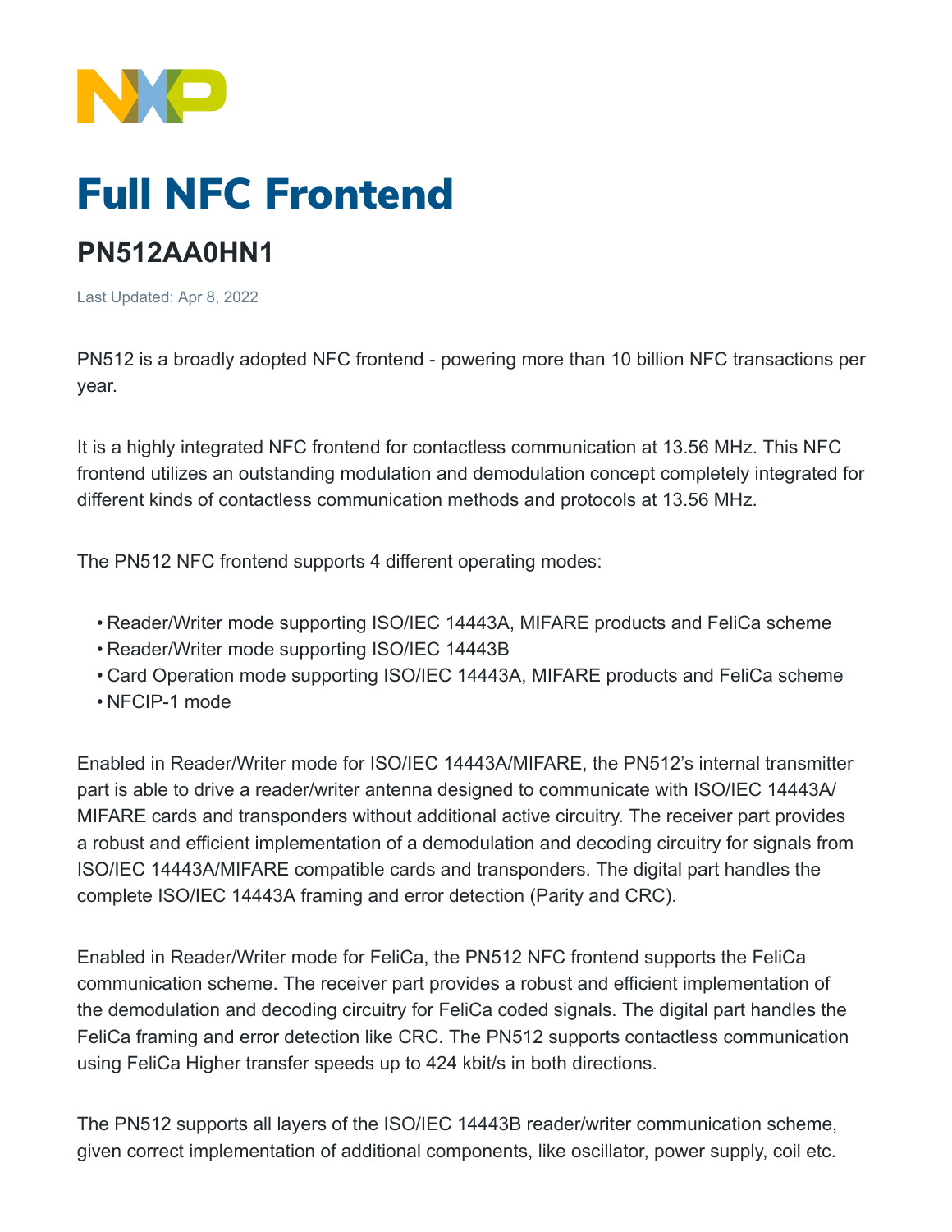# Full NFC Frontend

## PN512AA0HN1

Last Updated: Apr 8, 2022

PN512 is a broadly adopted NFC frontend - powering more than 10 billion NFC transactions per year.

It is a highly integrated NFC frontend for contactless communication at 13.56 MHz. This NFC frontend utilizes an outstanding modulation and demodulation concept completely integrated for different kinds of contactless communication methods and protocols at 13.56 MHz.

The PN512 NFC frontend supports 4 different operating modes:

- Reader/Writer mode supporting ISO/IEC 14443A, MIFARE products and FeliCa scheme
- Reader/Writer mode supporting ISO/IEC 14443B
- Card Operation mode supporting ISO/IEC 14443A, MIFARE products and FeliCa scheme
- NFCIP-1 mode

Enabled in Reader/Writer mode for ISO/IEC 14443A/MIFARE, the PN512's internal transmitter part is able to drive a reader/writer antenna designed to communicate with ISO/IEC 14443A/MIFARE cards and transponders without additional active circuitry. The receiver part provides a robust and efficient implementation of a demodulation and decoding circuitry for signals from ISO/IEC 14443A/MIFARE compatible cards and transponders. The digital part handles the complete ISO/IEC 14443A framing and error detection (Parity and CRC).

Enabled in Reader/Writer mode for FeliCa, the PN512 NFC frontend supports the FeliCa communication scheme. The receiver part provides a robust and efficient implementation of the demodulation and decoding circuitry for FeliCa coded signals. The digital part handles the FeliCa framing and error detection like CRC. The PN512 supports contactless communication using FeliCa Higher transfer speeds up to 424 kbit/s in both directions.

The PN512 supports all layers of the ISO/IEC 14443B reader/writer communication scheme, given correct implementation of additional components, like oscillator, power supply, coil etc.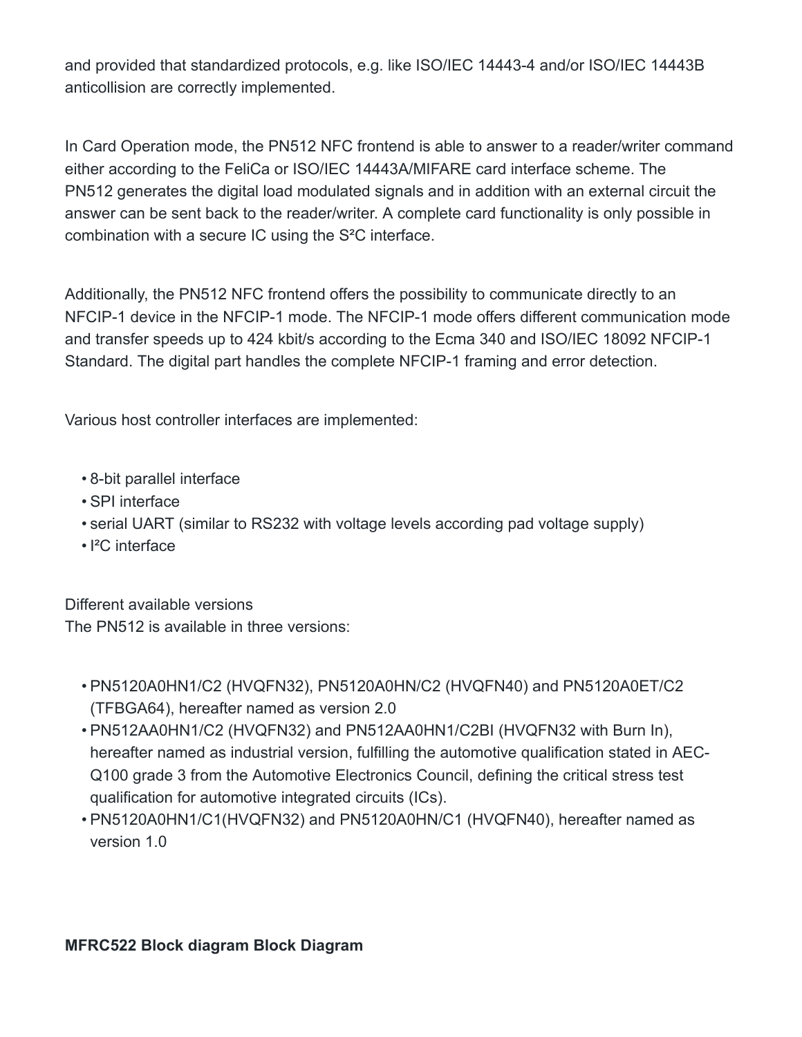and provided that standardized protocols, e.g. like ISO/IEC 14443-4 and/or ISO/IEC 14443B anticollision are correctly implemented.

In Card Operation mode, the PN512 NFC frontend is able to answer to a reader/writer command either according to the FeliCa or ISO/IEC 14443A/MIFARE card interface scheme. The PN512 generates the digital load modulated signals and in addition with an external circuit the answer can be sent back to the reader/writer. A complete card functionality is only possible in combination with a secure IC using the S²C interface.

Additionally, the PN512 NFC frontend offers the possibility to communicate directly to an NFCIP-1 device in the NFCIP-1 mode. The NFCIP-1 mode offers different communication mode and transfer speeds up to 424 kbit/s according to the Ecma 340 and ISO/IEC 18092 NFCIP-1 Standard. The digital part handles the complete NFCIP-1 framing and error detection.

Various host controller interfaces are implemented:

- 8-bit parallel interface
- SPI interface
- serial UART (similar to RS232 with voltage levels according pad voltage supply)
- I²C interface

Different available versions
The PN512 is available in three versions:

- PN5120A0HN1/C2 (HVQFN32), PN5120A0HN/C2 (HVQFN40) and PN5120A0ET/C2 (TFBGA64), hereafter named as version 2.0
- PN512AA0HN1/C2 (HVQFN32) and PN512AA0HN1/C2BI (HVQFN32 with Burn In), hereafter named as industrial version, fulfilling the automotive qualification stated in AEC-Q100 grade 3 from the Automotive Electronics Council, defining the critical stress test qualification for automotive integrated circuits (ICs).
- PN5120A0HN1/C1(HVQFN32) and PN5120A0HN/C1 (HVQFN40), hereafter named as version 1.0

**MFRC522 Block diagram Block Diagram**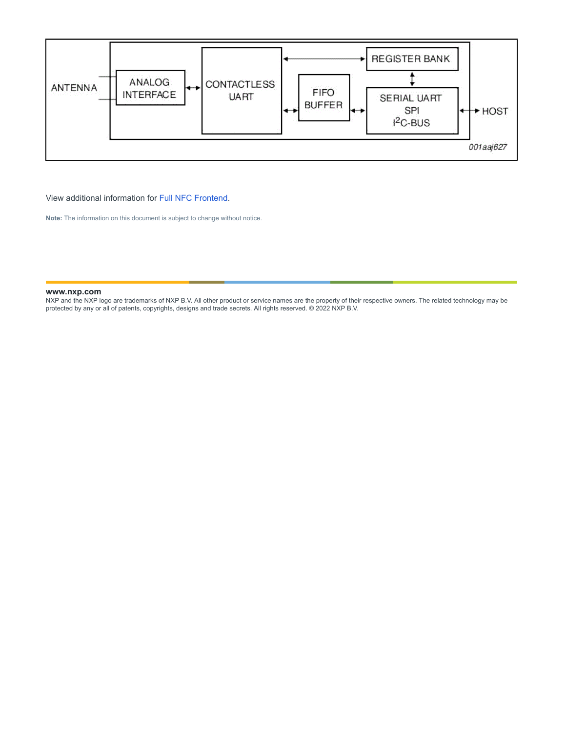ANTENNA

ANALOG INTERFACE

CONTACTLESS UART

FIFO BUFFER

REGISTER BANK

SERIAL UART
SPI
I$^2$C-BUS

HOST

001aaj627

View additional information for Full NFC Frontend.

**Note:** The information on this document is subject to change without notice.

**www.nxp.com**
NXP and the NXP logo are trademarks of NXP B.V. All other product or service names are the property of their respective owners. The related technology may be protected by any or all of patents, copyrights, designs and trade secrets. All rights reserved. © 2022 NXP B.V.